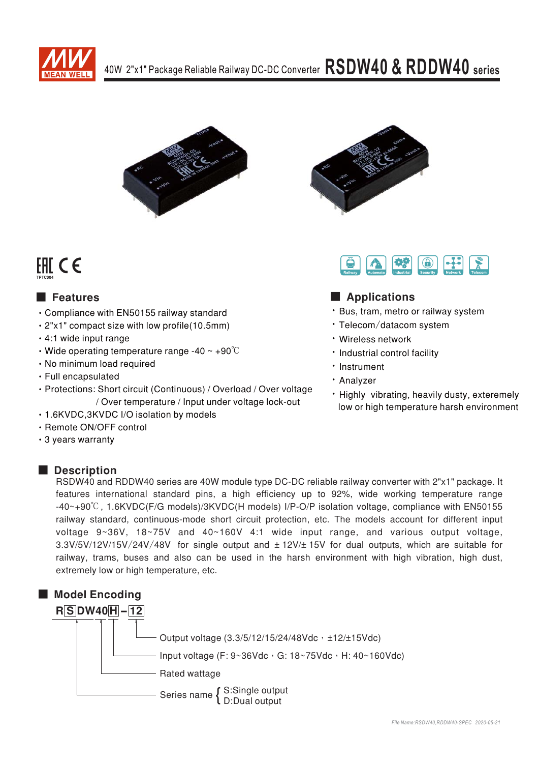# 40W 2"x1" Package Reliable Railway DC-DC Converter RSDW40 & RDDW40 series

## Features

- Compliance with EN50155 railway standard
- 2"x1" compact size with low profile(10.5mm)
- 4:1 wide input range
- Wide operating temperature range -40 ~ +90℃
- No minimum load required
- Full encapsulated
- Protections: Short circuit (Continuous) / Overload / Over voltage / Over temperature / Input under voltage lock-out
- 1.6KVDC,3KVDC I/O isolation by models
- Remote ON/OFF control
- 3 years warranty

## Applications

- Bus, tram, metro or railway system
- Telecom/datacom system
- Wireless network
- Industrial control facility
- Instrument
- Analyzer
- Highly vibrating, heavily dusty, exteremely low or high temperature harsh environment

## Description

RSDW40 and RDDW40 series are 40W module type DC-DC reliable railway converter with 2"x1" package. It features international standard pins, a high efficiency up to 92%, wide working temperature range -40~+90℃, 1.6KVDC(F/G models)/3KVDC(H models) I/P-O/P isolation voltage, compliance with EN50155 railway standard, continuous-mode short circuit protection, etc. The models account for different input voltage 9~36V, 18~75V and 40~160V 4:1 wide input range, and various output voltage, 3.3V/5V/12V/15V/24V/48V for single output and ±12V/±15V for dual outputs, which are suitable for railway, trams, buses and also can be used in the harsh environment with high vibration, high dust, extremely low or high temperature, etc.

## Model Encoding

**RSDW40H – 12**

- 12: Output voltage (3.3/5/12/15/24/48Vdc，±12/±15Vdc)
- H: Input voltage (F: 9~36Vdc，G: 18~75Vdc，H: 40~160Vdc)
- 40: Rated wattage
- S: Series name { S:Single output / D:Dual output }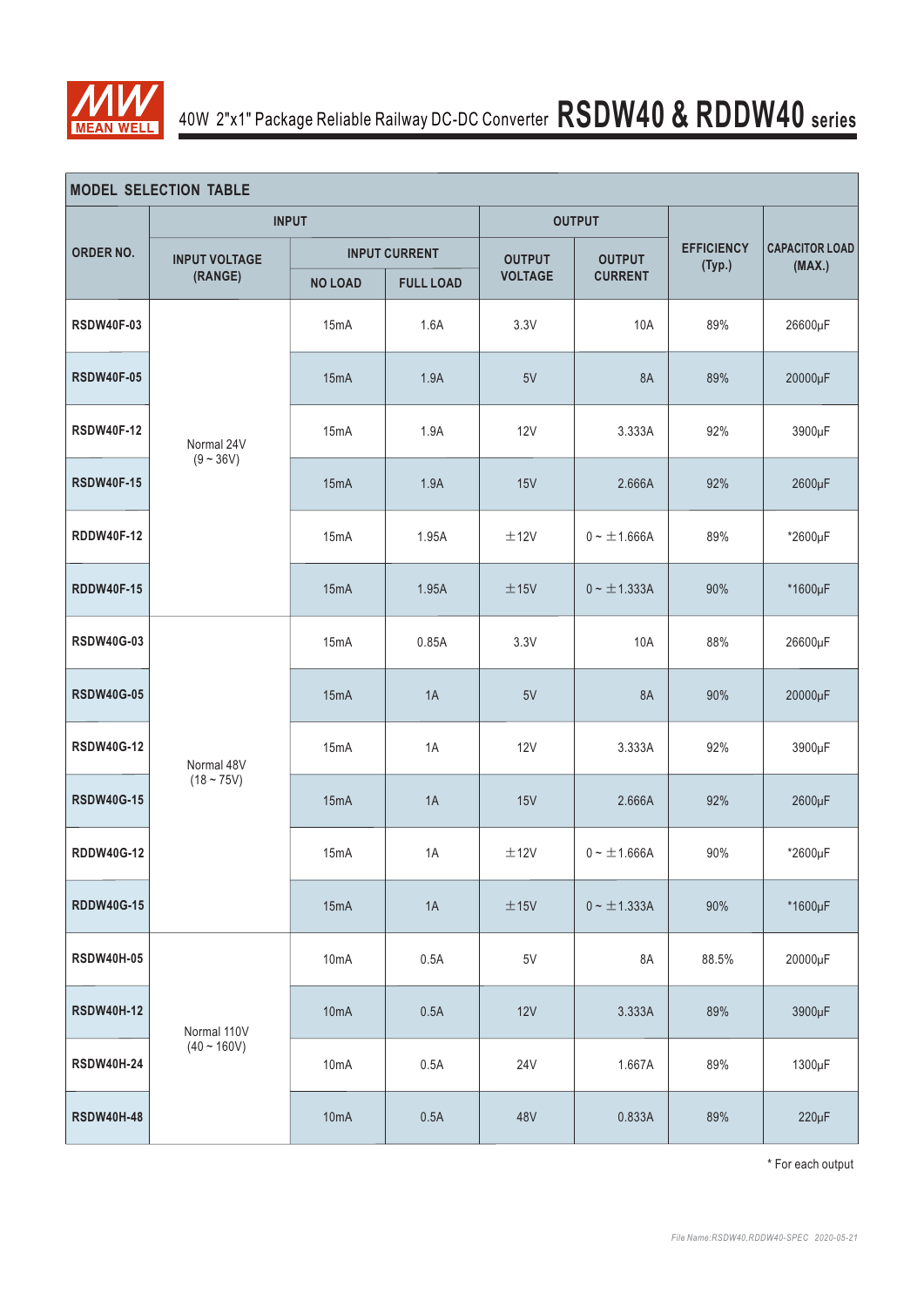## MODEL SELECTION TABLE

| ORDER NO. | INPUT | | | OUTPUT | | EFFICIENCY (Typ.) | CAPACITOR LOAD (MAX.) |
|---|---|---|---|---|---|---|---|
| | INPUT VOLTAGE (RANGE) | INPUT CURRENT | | OUTPUT VOLTAGE | OUTPUT CURRENT | | |
| | | NO LOAD | FULL LOAD | | | | |
| RSDW40F-03 | Normal 24V (9 ~ 36V) | 15mA | 1.6A | 3.3V | 10A | 89% | 26600μF |
| RSDW40F-05 | | 15mA | 1.9A | 5V | 8A | 89% | 20000μF |
| RSDW40F-12 | | 15mA | 1.9A | 12V | 3.333A | 92% | 3900μF |
| RSDW40F-15 | | 15mA | 1.9A | 15V | 2.666A | 92% | 2600μF |
| RDDW40F-12 | | 15mA | 1.95A | ±12V | 0 ~ ±1.666A | 89% | *2600μF |
| RDDW40F-15 | | 15mA | 1.95A | ±15V | 0 ~ ±1.333A | 90% | *1600μF |
| RSDW40G-03 | Normal 48V (18 ~ 75V) | 15mA | 0.85A | 3.3V | 10A | 88% | 26600μF |
| RSDW40G-05 | | 15mA | 1A | 5V | 8A | 90% | 20000μF |
| RSDW40G-12 | | 15mA | 1A | 12V | 3.333A | 92% | 3900μF |
| RSDW40G-15 | | 15mA | 1A | 15V | 2.666A | 92% | 2600μF |
| RDDW40G-12 | | 15mA | 1A | ±12V | 0 ~ ±1.666A | 90% | *2600μF |
| RDDW40G-15 | | 15mA | 1A | ±15V | 0 ~ ±1.333A | 90% | *1600μF |
| RSDW40H-05 | Normal 110V (40 ~ 160V) | 10mA | 0.5A | 5V | 8A | 88.5% | 20000μF |
| RSDW40H-12 | | 10mA | 0.5A | 12V | 3.333A | 89% | 3900μF |
| RSDW40H-24 | | 10mA | 0.5A | 24V | 1.667A | 89% | 1300μF |
| RSDW40H-48 | | 10mA | 0.5A | 48V | 0.833A | 89% | 220μF |

* For each output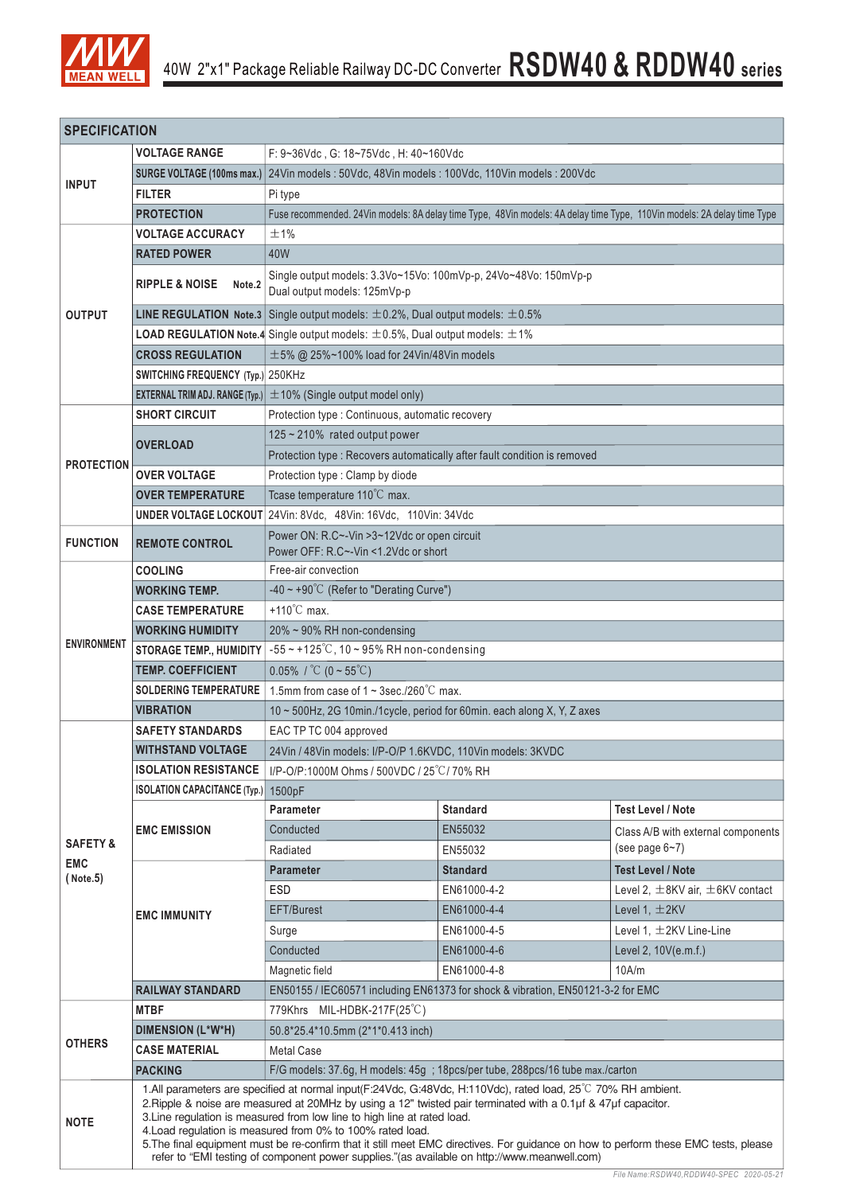# 40W 2"x1" Package Reliable Railway DC-DC Converter RSDW40 & RDDW40 series

## SPECIFICATION

| | | | | |
|---|---|---|---|---|
| INPUT | VOLTAGE RANGE | F: 9~36Vdc , G: 18~75Vdc , H: 40~160Vdc | | |
| | SURGE VOLTAGE (100ms max.) | 24Vin models : 50Vdc, 48Vin models : 100Vdc, 110Vin models : 200Vdc | | |
| | FILTER | Pi type | | |
| | PROTECTION | Fuse recommended. 24Vin models: 8A delay time Type, 48Vin models: 4A delay time Type, 110Vin models: 2A delay time Type | | |
| OUTPUT | VOLTAGE ACCURACY | ±1% | | |
| | RATED POWER | 40W | | |
| | RIPPLE & NOISE Note.2 | Single output models: 3.3Vo~15Vo: 100mVp-p, 24Vo~48Vo: 150mVp-p<br>Dual output models: 125mVp-p | | |
| | LINE REGULATION Note.3 | Single output models: ±0.2%, Dual output models: ±0.5% | | |
| | LOAD REGULATION Note.4 | Single output models: ±0.5%, Dual output models: ±1% | | |
| | CROSS REGULATION | ±5% @ 25%~100% load for 24Vin/48Vin models | | |
| | SWITCHING FREQUENCY (Typ.) | 250KHz | | |
| | EXTERNAL TRIM ADJ. RANGE (Typ.) | ±10% (Single output model only) | | |
| PROTECTION | SHORT CIRCUIT | Protection type : Continuous, automatic recovery | | |
| | OVERLOAD | 125 ~ 210% rated output power | | |
| | | Protection type : Recovers automatically after fault condition is removed | | |
| | OVER VOLTAGE | Protection type : Clamp by diode | | |
| | OVER TEMPERATURE | Tcase temperature 110℃ max. | | |
| | UNDER VOLTAGE LOCKOUT | 24Vin: 8Vdc, 48Vin: 16Vdc, 110Vin: 34Vdc | | |
| FUNCTION | REMOTE CONTROL | Power ON: R.C~-Vin >3~12Vdc or open circuit<br>Power OFF: R.C~-Vin <1.2Vdc or short | | |
| ENVIRONMENT | COOLING | Free-air convection | | |
| | WORKING TEMP. | -40 ~ +90℃ (Refer to "Derating Curve") | | |
| | CASE TEMPERATURE | +110℃ max. | | |
| | WORKING HUMIDITY | 20% ~ 90% RH non-condensing | | |
| | STORAGE TEMP., HUMIDITY | -55 ~ +125℃, 10 ~ 95% RH non-condensing | | |
| | TEMP. COEFFICIENT | 0.05% / ℃ (0 ~ 55℃) | | |
| | SOLDERING TEMPERATURE | 1.5mm from case of 1 ~ 3sec./260℃ max. | | |
| | VIBRATION | 10 ~ 500Hz, 2G 10min./1cycle, period for 60min. each along X, Y, Z axes | | |
| SAFETY & EMC (Note.5) | SAFETY STANDARDS | EAC TP TC 004 approved | | |
| | WITHSTAND VOLTAGE | 24Vin / 48Vin models: I/P-O/P 1.6KVDC, 110Vin models: 3KVDC | | |
| | ISOLATION RESISTANCE | I/P-O/P:1000M Ohms / 500VDC / 25℃/ 70% RH | | |
| | ISOLATION CAPACITANCE (Typ.) | 1500pF | | |
| | EMC EMISSION | **Parameter** | **Standard** | **Test Level / Note** |
| | | Conducted | EN55032 | Class A/B with external components (see page 6~7) |
| | | Radiated | EN55032 | |
| | EMC IMMUNITY | **Parameter** | **Standard** | **Test Level / Note** |
| | | ESD | EN61000-4-2 | Level 2, ±8KV air, ±6KV contact |
| | | EFT/Burest | EN61000-4-4 | Level 1, ±2KV |
| | | Surge | EN61000-4-5 | Level 1, ±2KV Line-Line |
| | | Conducted | EN61000-4-6 | Level 2, 10V(e.m.f.) |
| | | Magnetic field | EN61000-4-8 | 10A/m |
| | RAILWAY STANDARD | EN50155 / IEC60571 including EN61373 for shock & vibration, EN50121-3-2 for EMC | | |
| OTHERS | MTBF | 779Khrs MIL-HDBK-217F(25℃) | | |
| | DIMENSION (L\*W\*H) | 50.8\*25.4\*10.5mm (2\*1\*0.413 inch) | | |
| | CASE MATERIAL | Metal Case | | |
| | PACKING | F/G models: 37.6g, H models: 45g ; 18pcs/per tube, 288pcs/16 tube max./carton | | |

**NOTE**

1. All parameters are specified at normal input(F:24Vdc, G:48Vdc, H:110Vdc), rated load, 25℃ 70% RH ambient.
2. Ripple & noise are measured at 20MHz by using a 12" twisted pair terminated with a 0.1μf & 47μf capacitor.
3. Line regulation is measured from low line to high line at rated load.
4. Load regulation is measured from 0% to 100% rated load.
5. The final equipment must be re-confirm that it still meet EMC directives. For guidance on how to perform these EMC tests, please refer to "EMI testing of component power supplies."(as available on http://www.meanwell.com)

File Name:RSDW40,RDDW40-SPEC 2020-05-21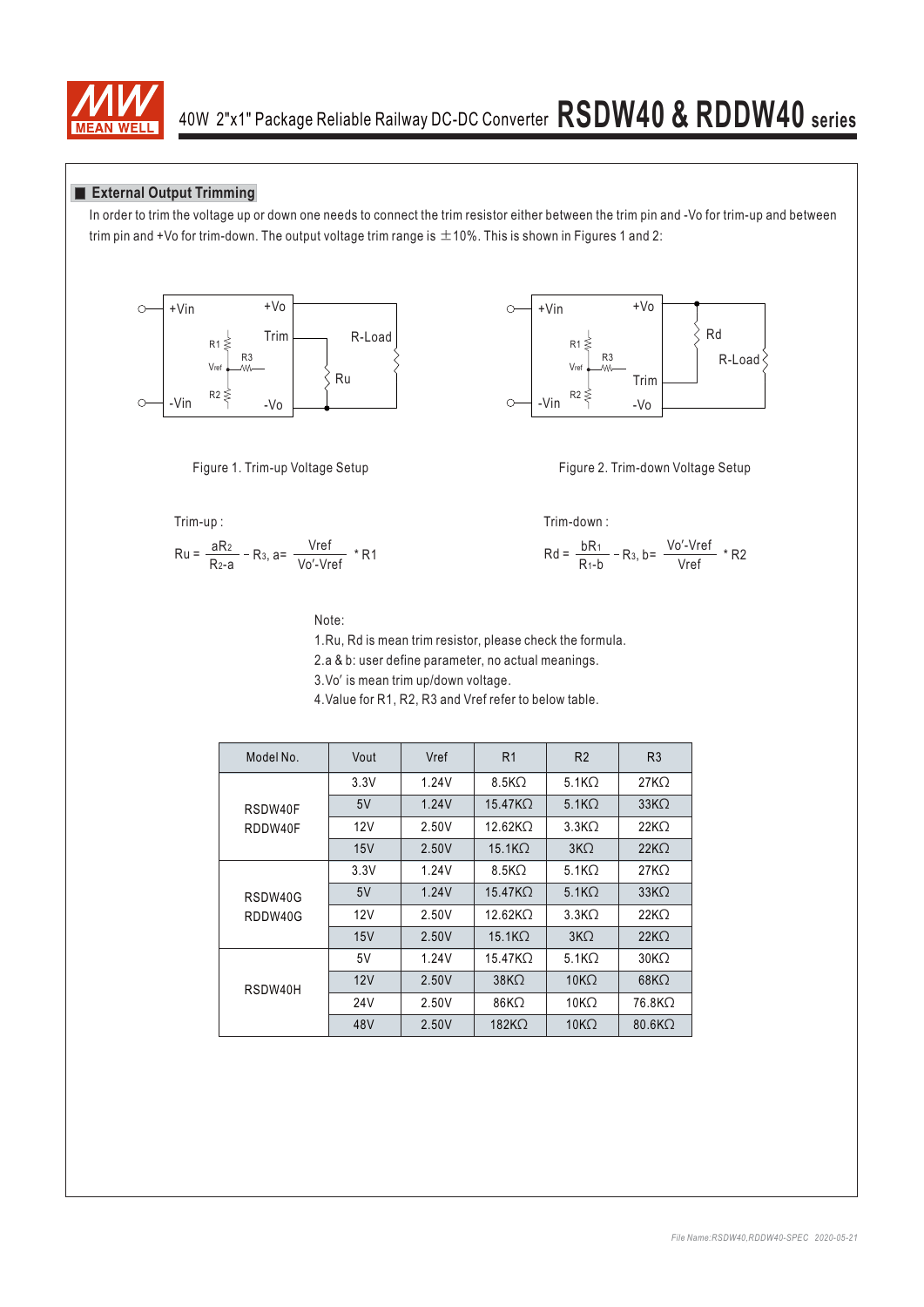## External Output Trimming

In order to trim the voltage up or down one needs to connect the trim resistor either between the trim pin and -Vo for trim-up and between trim pin and +Vo for trim-down. The output voltage trim range is ±10%. This is shown in Figures 1 and 2:

Figure 1. Trim-up Voltage Setup

Figure 2. Trim-down Voltage Setup

Trim-up :

$$Ru = \frac{aR_2}{R_2 - a} - R_3,\ a = \frac{Vref}{Vo' - Vref} * R1$$

Trim-down :

$$Rd = \frac{bR_1}{R_1 - b} - R_3,\ b = \frac{Vo' - Vref}{Vref} * R2$$

Note:

1. Ru, Rd is mean trim resistor, please check the formula.
2. a & b: user define parameter, no actual meanings.
3. Vo' is mean trim up/down voltage.
4. Value for R1, R2, R3 and Vref refer to below table.

| Model No. | Vout | Vref | R1 | R2 | R3 |
|---|---|---|---|---|---|
| RSDW40F RDDW40F | 3.3V | 1.24V | 8.5KΩ | 5.1KΩ | 27KΩ |
| | 5V | 1.24V | 15.47KΩ | 5.1KΩ | 33KΩ |
| | 12V | 2.50V | 12.62KΩ | 3.3KΩ | 22KΩ |
| | 15V | 2.50V | 15.1KΩ | 3KΩ | 22KΩ |
| RSDW40G RDDW40G | 3.3V | 1.24V | 8.5KΩ | 5.1KΩ | 27KΩ |
| | 5V | 1.24V | 15.47KΩ | 5.1KΩ | 33KΩ |
| | 12V | 2.50V | 12.62KΩ | 3.3KΩ | 22KΩ |
| | 15V | 2.50V | 15.1KΩ | 3KΩ | 22KΩ |
| RSDW40H | 5V | 1.24V | 15.47KΩ | 5.1KΩ | 30KΩ |
| | 12V | 2.50V | 38KΩ | 10KΩ | 68KΩ |
| | 24V | 2.50V | 86KΩ | 10KΩ | 76.8KΩ |
| | 48V | 2.50V | 182KΩ | 10KΩ | 80.6KΩ |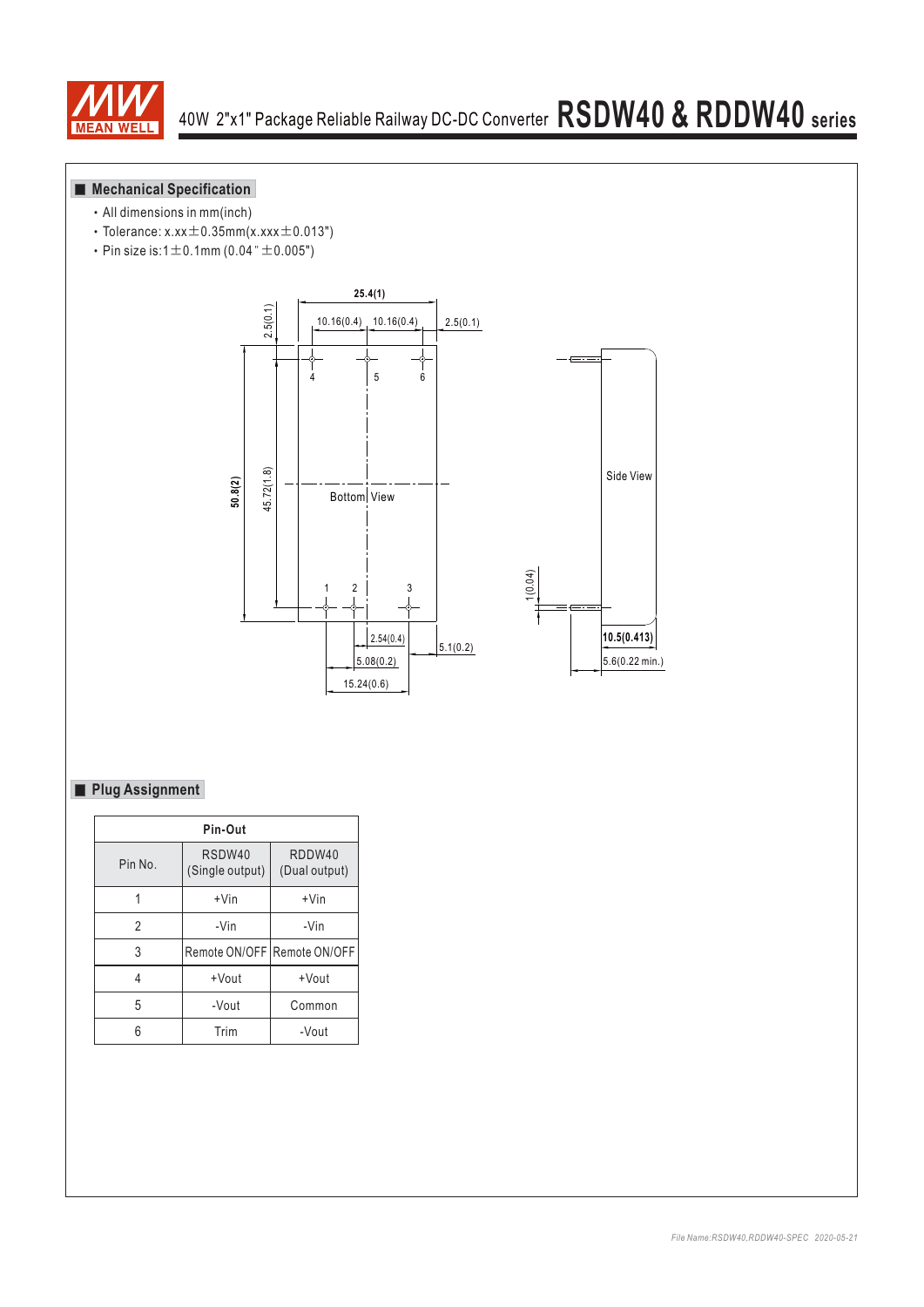## Mechanical Specification

- All dimensions in mm(inch)
- Tolerance: x.xx±0.35mm(x.xxx±0.013")
- Pin size is:1±0.1mm (0.04"±0.005")

25.4(1)

10.16(0.4) 10.16(0.4) 2.5(0.1)

2.5(0.1)

4 5 6

50.8(2) 45.72(1.8)

Bottom View

1 2 3

2.54(0.4)

5.08(0.2)

5.1(0.2)

15.24(0.6)

Side View

1(0.04)

10.5(0.413)

5.6(0.22 min.)

## Plug Assignment

| Pin-Out | | |
|---|---|---|
| Pin No. | RSDW40 (Single output) | RDDW40 (Dual output) |
| 1 | +Vin | +Vin |
| 2 | -Vin | -Vin |
| 3 | Remote ON/OFF | Remote ON/OFF |
| 4 | +Vout | +Vout |
| 5 | -Vout | Common |
| 6 | Trim | -Vout |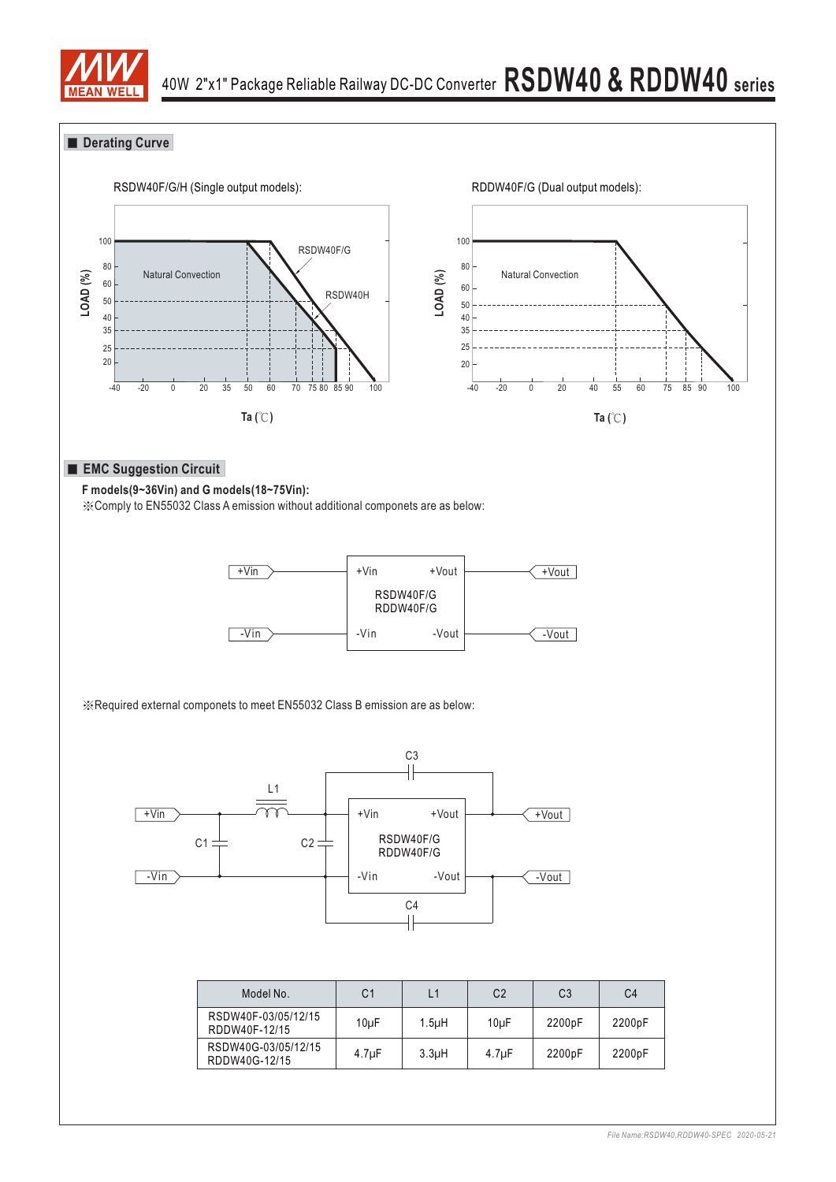## Derating Curve

RSDW40F/G/H (Single output models):

RDDW40F/G (Dual output models):

## EMC Suggestion Circuit

**F models(9~36Vin) and G models(18~75Vin):**

※Comply to EN55032 Class A emission without additional componets are as below:

※Required external componets to meet EN55032 Class B emission are as below:

| Model No. | C1 | L1 | C2 | C3 | C4 |
|---|---|---|---|---|---|
| RSDW40F-03/05/12/15 RDDW40F-12/15 | 10μF | 1.5μH | 10μF | 2200pF | 2200pF |
| RSDW40G-03/05/12/15 RDDW40G-12/15 | 4.7μF | 3.3μH | 4.7μF | 2200pF | 2200pF |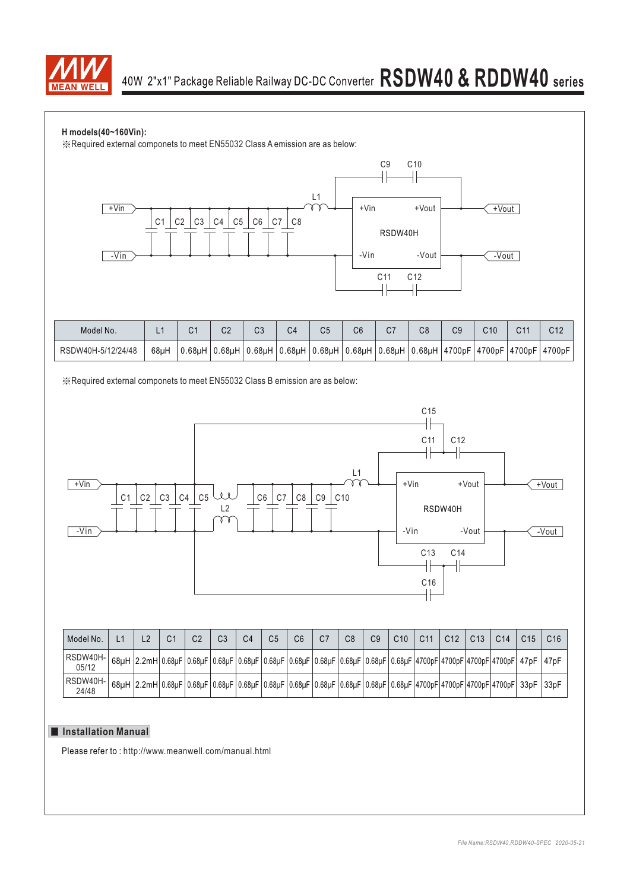**H models(40~160Vin):**

※Required external componets to meet EN55032 Class A emission are as below:

C9
C10
L1
+Vin
+Vin
+Vout
+Vout
C1 C2 C3 C4 C5 C6 C7 C8
RSDW40H
-Vin
-Vin
-Vout
-Vout
C11
C12

| Model No. | L1 | C1 | C2 | C3 | C4 | C5 | C6 | C7 | C8 | C9 | C10 | C11 | C12 |
|---|---|---|---|---|---|---|---|---|---|---|---|---|---|
| RSDW40H-5/12/24/48 | 68µH | 0.68µH | 0.68µH | 0.68µH | 0.68µH | 0.68µH | 0.68µH | 0.68µH | 0.68µH | 4700pF | 4700pF | 4700pF | 4700pF |

※Required external componets to meet EN55032 Class B emission are as below:

C15
C11
C12
L1
+Vin
+Vin
+Vout
+Vout
C1 C2 C3 C4 C5
L2
C6 C7 C8 C9 C10
RSDW40H
-Vin
-Vin
-Vout
-Vout
C13
C14
C16

| Model No. | L1 | L2 | C1 | C2 | C3 | C4 | C5 | C6 | C7 | C8 | C9 | C10 | C11 | C12 | C13 | C14 | C15 | C16 |
|---|---|---|---|---|---|---|---|---|---|---|---|---|---|---|---|---|---|---|
| RSDW40H-05/12 | 68µH | 2.2mH | 0.68µF | 0.68µF | 0.68µF | 0.68µF | 0.68µF | 0.68µF | 0.68µF | 0.68µF | 0.68µF | 0.68µF | 4700pF | 4700pF | 4700pF | 4700pF | 47pF | 47pF |
| RSDW40H-24/48 | 68µH | 2.2mH | 0.68µF | 0.68µF | 0.68µF | 0.68µF | 0.68µF | 0.68µF | 0.68µF | 0.68µF | 0.68µF | 0.68µF | 4700pF | 4700pF | 4700pF | 4700pF | 33pF | 33pF |

## Installation Manual

Please refer to : http://www.meanwell.com/manual.html